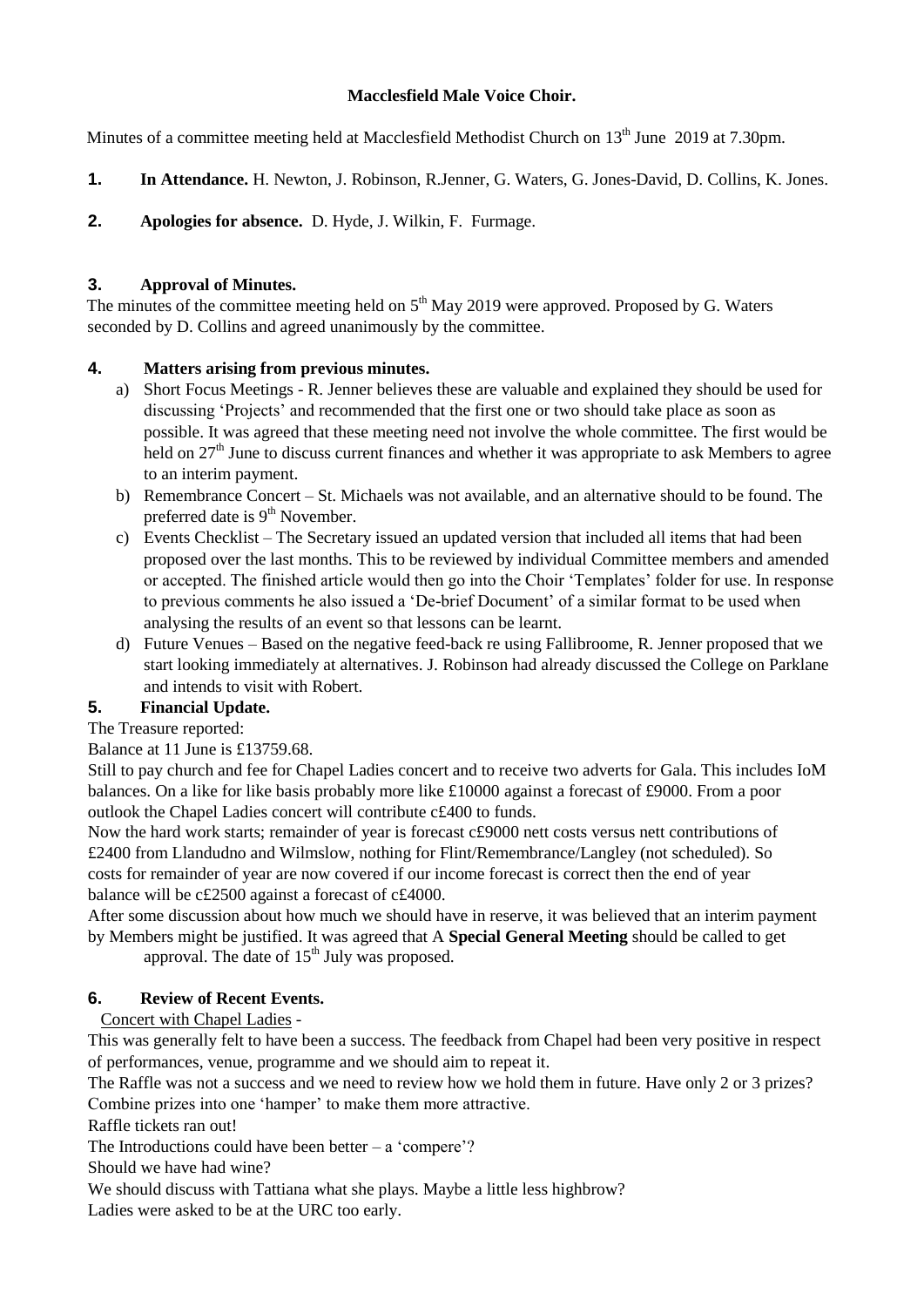**Macclesfield Male Voice Choir.**

Minutes of a committee meeting held at Macclesfield Methodist Church on 13th June 2019 at 7.30pm.

**1. In Attendance.** H. Newton, J. Robinson, R.Jenner, G. Waters, G. Jones-David, D. Collins, K. Jones.

**2. Apologies for absence.** D. Hyde, J. Wilkin, F. Furmage.

### 3. Approval of Minutes.

The minutes of the committee meeting held on 5th May 2019 were approved. Proposed by G. Waters seconded by D. Collins and agreed unanimously by the committee.

### 4. Matters arising from previous minutes.

a) Short Focus Meetings - R. Jenner believes these are valuable and explained they should be used for discussing 'Projects' and recommended that the first one or two should take place as soon as possible. It was agreed that these meeting need not involve the whole committee. The first would be held on 27th June to discuss current finances and whether it was appropriate to ask Members to agree to an interim payment.

b) Remembrance Concert – St. Michaels was not available, and an alternative should to be found. The preferred date is 9th November.

c) Events Checklist – The Secretary issued an updated version that included all items that had been proposed over the last months. This to be reviewed by individual Committee members and amended or accepted. The finished article would then go into the Choir 'Templates' folder for use. In response to previous comments he also issued a 'De-brief Document' of a similar format to be used when analysing the results of an event so that lessons can be learnt.

d) Future Venues – Based on the negative feed-back re using Fallibroome, R. Jenner proposed that we start looking immediately at alternatives. J. Robinson had already discussed the College on Parklane and intends to visit with Robert.

### 5. Financial Update.

The Treasure reported:

Balance at 11 June is £13759.68.

Still to pay church and fee for Chapel Ladies concert and to receive two adverts for Gala. This includes IoM balances. On a like for like basis probably more like £10000 against a forecast of £9000. From a poor outlook the Chapel Ladies concert will contribute c£400 to funds.

Now the hard work starts; remainder of year is forecast c£9000 nett costs versus nett contributions of £2400 from Llandudno and Wilmslow, nothing for Flint/Remembrance/Langley (not scheduled). So costs for remainder of year are now covered if our income forecast is correct then the end of year balance will be c£2500 against a forecast of c£4000.

After some discussion about how much we should have in reserve, it was believed that an interim payment by Members might be justified. It was agreed that A **Special General Meeting** should be called to get approval. The date of 15th July was proposed.

### 6. Review of Recent Events.

Concert with Chapel Ladies -

This was generally felt to have been a success. The feedback from Chapel had been very positive in respect of performances, venue, programme and we should aim to repeat it.

The Raffle was not a success and we need to review how we hold them in future. Have only 2 or 3 prizes? Combine prizes into one 'hamper' to make them more attractive.

Raffle tickets ran out!

The Introductions could have been better – a 'compere'?

Should we have had wine?

We should discuss with Tattiana what she plays. Maybe a little less highbrow?

Ladies were asked to be at the URC too early.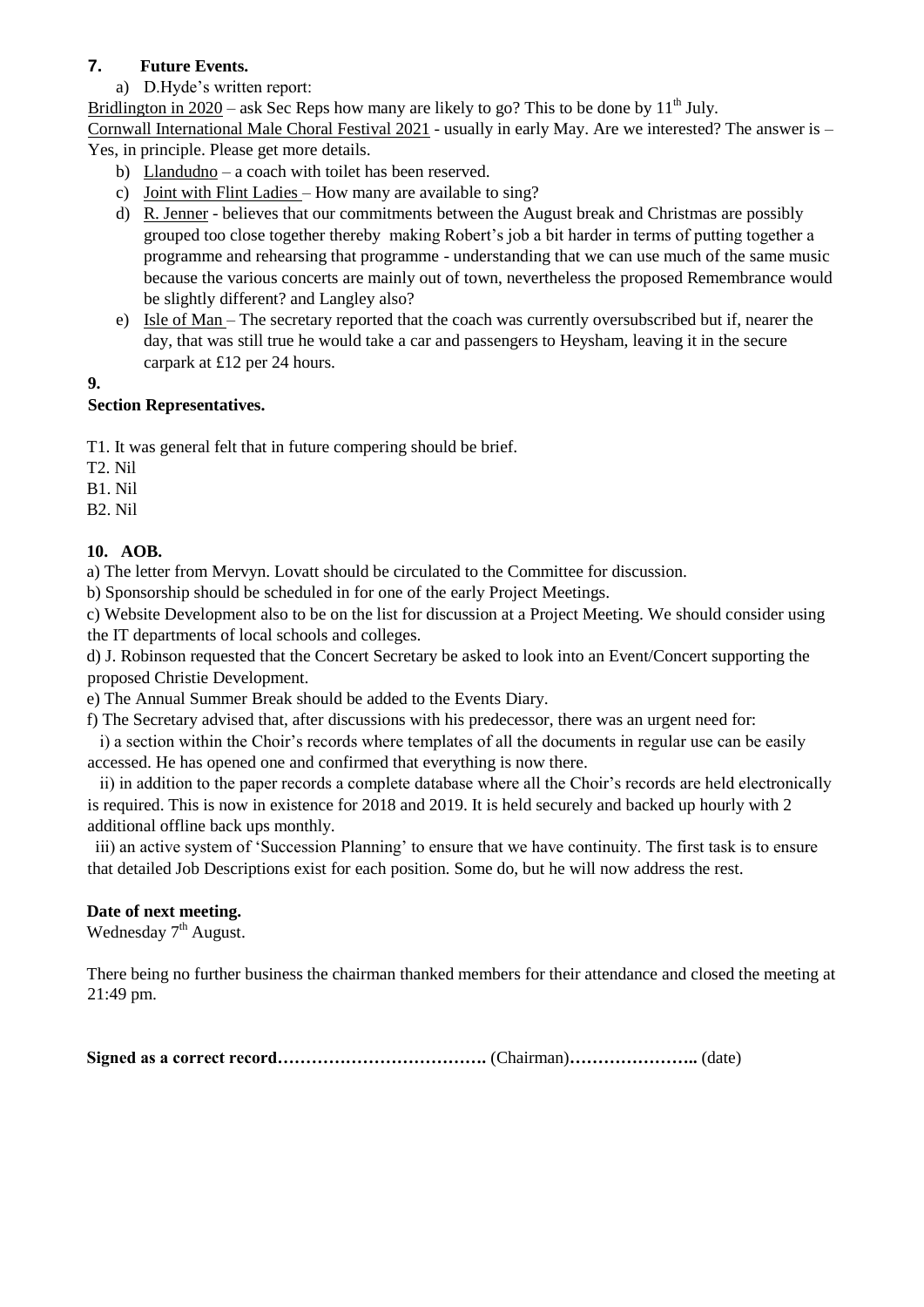## 7. Future Events.

a) D.Hyde's written report:

Bridlington in 2020 – ask Sec Reps how many are likely to go? This to be done by 11th July.

Cornwall International Male Choral Festival 2021 - usually in early May. Are we interested? The answer is – Yes, in principle. Please get more details.

b) Llandudno – a coach with toilet has been reserved.

c) Joint with Flint Ladies – How many are available to sing?

d) R. Jenner - believes that our commitments between the August break and Christmas are possibly grouped too close together thereby making Robert's job a bit harder in terms of putting together a programme and rehearsing that programme - understanding that we can use much of the same music because the various concerts are mainly out of town, nevertheless the proposed Remembrance would be slightly different? and Langley also?

e) Isle of Man – The secretary reported that the coach was currently oversubscribed but if, nearer the day, that was still true he would take a car and passengers to Heysham, leaving it in the secure carpark at £12 per 24 hours.

## 9.

## Section Representatives.

T1. It was general felt that in future compering should be brief.

T2. Nil

B1. Nil

B2. Nil

## 10. AOB.

a) The letter from Mervyn. Lovatt should be circulated to the Committee for discussion.

b) Sponsorship should be scheduled in for one of the early Project Meetings.

c) Website Development also to be on the list for discussion at a Project Meeting. We should consider using the IT departments of local schools and colleges.

d) J. Robinson requested that the Concert Secretary be asked to look into an Event/Concert supporting the proposed Christie Development.

e) The Annual Summer Break should be added to the Events Diary.

f) The Secretary advised that, after discussions with his predecessor, there was an urgent need for:

i) a section within the Choir's records where templates of all the documents in regular use can be easily accessed. He has opened one and confirmed that everything is now there.

ii) in addition to the paper records a complete database where all the Choir's records are held electronically is required. This is now in existence for 2018 and 2019. It is held securely and backed up hourly with 2 additional offline back ups monthly.

iii) an active system of 'Succession Planning' to ensure that we have continuity. The first task is to ensure that detailed Job Descriptions exist for each position. Some do, but he will now address the rest.

**Date of next meeting.**

Wednesday 7th August.

There being no further business the chairman thanked members for their attendance and closed the meeting at 21:49 pm.

**Signed as a correct record……………………………….** (Chairman)**…………………..** (date)